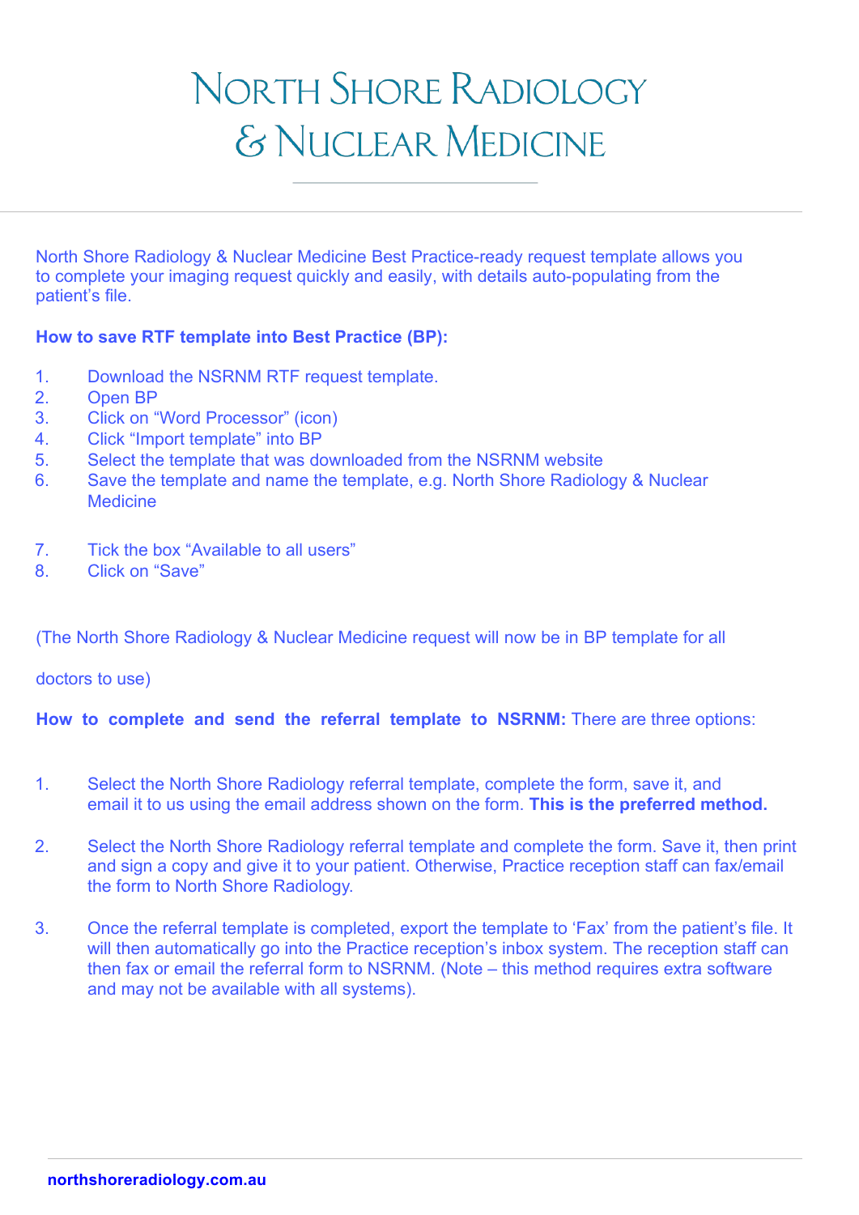# North Shore Radiology & Nuclear Medicine

North Shore Radiology & Nuclear Medicine Best Practice-ready request template allows you to complete your imaging request quickly and easily, with details auto-populating from the patient's file.

**How to save RTF template into Best Practice (BP):**

1. Download the NSRNM RTF request template.
2. Open BP
3. Click on "Word Processor" (icon)
4. Click "Import template" into BP
5. Select the template that was downloaded from the NSRNM website
6. Save the template and name the template, e.g. North Shore Radiology & Nuclear Medicine
7. Tick the box "Available to all users"
8. Click on "Save"

(The North Shore Radiology & Nuclear Medicine request will now be in BP template for all doctors to use)

**How to complete and send the referral template to NSRNM:** There are three options:

1. Select the North Shore Radiology referral template, complete the form, save it, and email it to us using the email address shown on the form. **This is the preferred method.**

2. Select the North Shore Radiology referral template and complete the form. Save it, then print and sign a copy and give it to your patient. Otherwise, Practice reception staff can fax/email the form to North Shore Radiology.

3. Once the referral template is completed, export the template to 'Fax' from the patient's file. It will then automatically go into the Practice reception's inbox system. The reception staff can then fax or email the referral form to NSRNM. (Note – this method requires extra software and may not be available with all systems).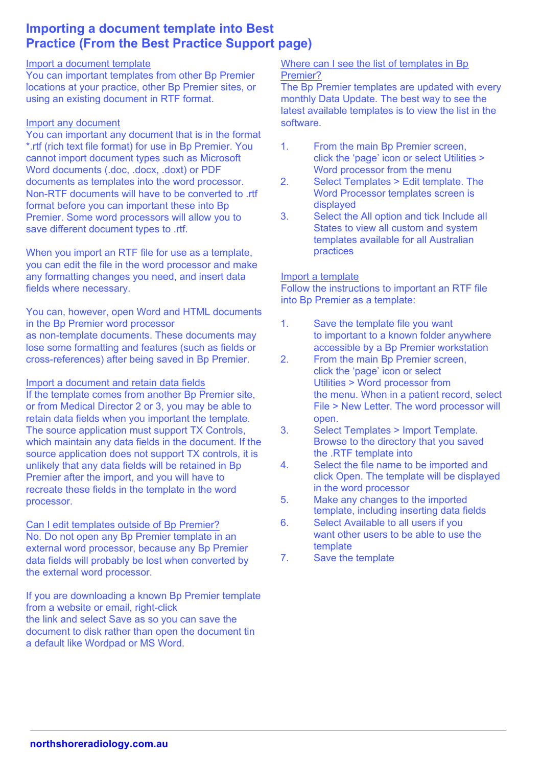# Importing a document template into Best Practice (From the Best Practice Support page)

## Import a document template

You can important templates from other Bp Premier locations at your practice, other Bp Premier sites, or using an existing document in RTF format.

## Import any document

You can important any document that is in the format *.rtf (rich text file format) for use in Bp Premier. You cannot import document types such as Microsoft Word documents (.doc, .docx, .doxt) or PDF documents as templates into the word processor. Non-RTF documents will have to be converted to .rtf format before you can important these into Bp Premier. Some word processors will allow you to save different document types to .rtf.

When you import an RTF file for use as a template, you can edit the file in the word processor and make any formatting changes you need, and insert data fields where necessary.

You can, however, open Word and HTML documents in the Bp Premier word processor as non-template documents. These documents may lose some formatting and features (such as fields or cross-references) after being saved in Bp Premier.

## Import a document and retain data fields

If the template comes from another Bp Premier site, or from Medical Director 2 or 3, you may be able to retain data fields when you important the template. The source application must support TX Controls, which maintain any data fields in the document. If the source application does not support TX controls, it is unlikely that any data fields will be retained in Bp Premier after the import, and you will have to recreate these fields in the template in the word processor.

## Can I edit templates outside of Bp Premier?

No. Do not open any Bp Premier template in an external word processor, because any Bp Premier data fields will probably be lost when converted by the external word processor.

If you are downloading a known Bp Premier template from a website or email, right-click the link and select Save as so you can save the document to disk rather than open the document tin a default like Wordpad or MS Word.

## Where can I see the list of templates in Bp Premier?

The Bp Premier templates are updated with every monthly Data Update. The best way to see the latest available templates is to view the list in the software.

1. From the main Bp Premier screen, click the 'page' icon or select Utilities > Word processor from the menu
2. Select Templates > Edit template. The Word Processor templates screen is displayed
3. Select the All option and tick Include all States to view all custom and system templates available for all Australian practices

## Import a template

Follow the instructions to important an RTF file into Bp Premier as a template:

1. Save the template file you want to important to a known folder anywhere accessible by a Bp Premier workstation
2. From the main Bp Premier screen, click the 'page' icon or select Utilities > Word processor from the menu. When in a patient record, select File > New Letter. The word processor will open.
3. Select Templates > Import Template. Browse to the directory that you saved the .RTF template into
4. Select the file name to be imported and click Open. The template will be displayed in the word processor
5. Make any changes to the imported template, including inserting data fields
6. Select Available to all users if you want other users to be able to use the template
7. Save the template